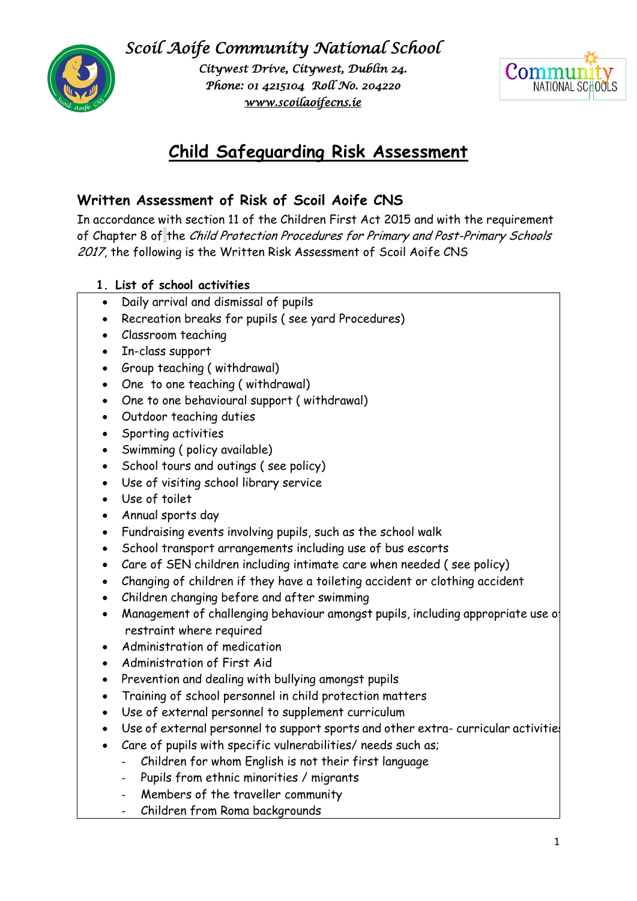Scoil Aoife Community National School

Citywest Drive, Citywest, Dublin 24.
Phone: 01 4215104 Roll No. 204220
www.scoilaoifecns.ie

# Child Safeguarding Risk Assessment

## Written Assessment of Risk of Scoil Aoife CNS

In accordance with section 11 of the Children First Act 2015 and with the requirement of Chapter 8 of the *Child Protection Procedures for Primary and Post-Primary Schools 2017*, the following is the Written Risk Assessment of Scoil Aoife CNS

### 1. List of school activities

- Daily arrival and dismissal of pupils
- Recreation breaks for pupils ( see yard Procedures)
- Classroom teaching
- In-class support
- Group teaching ( withdrawal)
- One to one teaching ( withdrawal)
- One to one behavioural support ( withdrawal)
- Outdoor teaching duties
- Sporting activities
- Swimming ( policy available)
- School tours and outings ( see policy)
- Use of visiting school library service
- Use of toilet
- Annual sports day
- Fundraising events involving pupils, such as the school walk
- School transport arrangements including use of bus escorts
- Care of SEN children including intimate care when needed ( see policy)
- Changing of children if they have a toileting accident or clothing accident
- Children changing before and after swimming
- Management of challenging behaviour amongst pupils, including appropriate use of restraint where required
- Administration of medication
- Administration of First Aid
- Prevention and dealing with bullying amongst pupils
- Training of school personnel in child protection matters
- Use of external personnel to supplement curriculum
- Use of external personnel to support sports and other extra- curricular activities
- Care of pupils with specific vulnerabilities/ needs such as;
  - Children for whom English is not their first language
  - Pupils from ethnic minorities / migrants
  - Members of the traveller community
  - Children from Roma backgrounds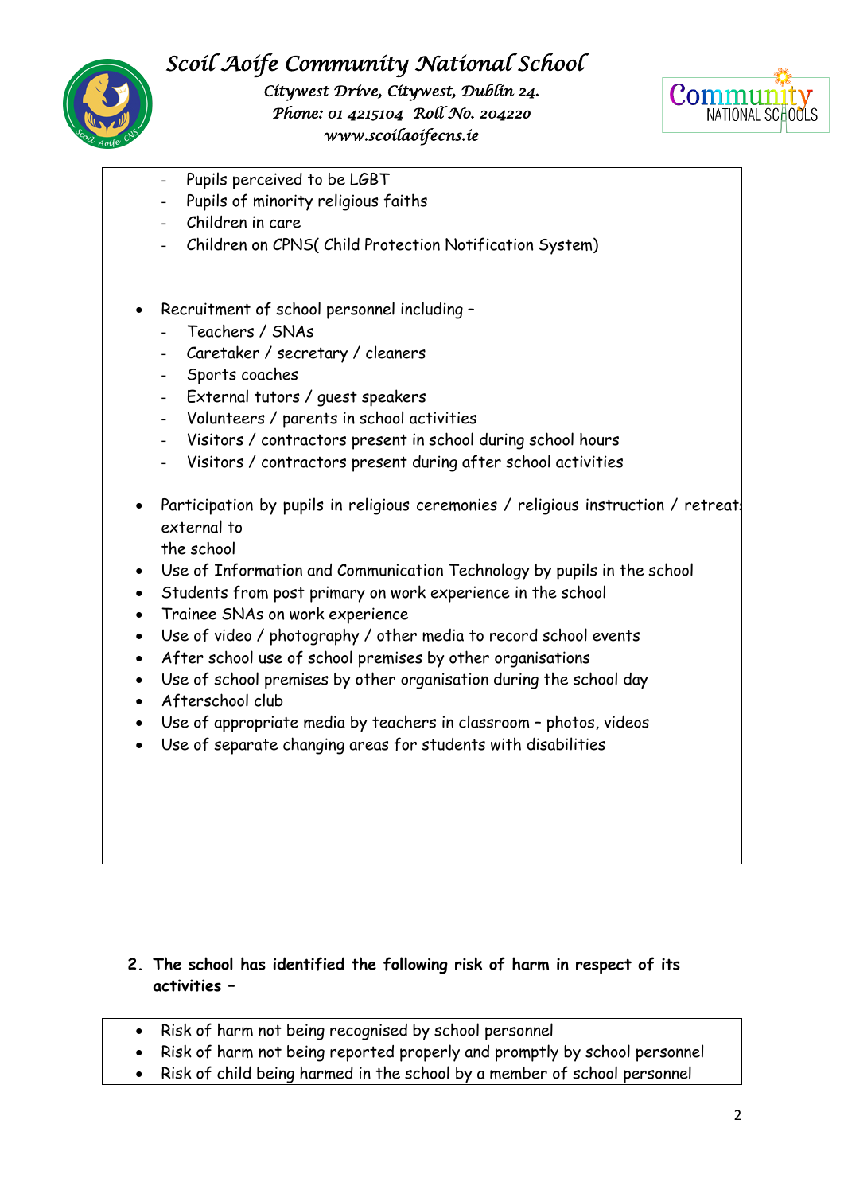- Pupils perceived to be LGBT
- Pupils of minority religious faiths
- Children in care
- Children on CPNS( Child Protection Notification System)

- Recruitment of school personnel including –
  - Teachers / SNAs
  - Caretaker / secretary / cleaners
  - Sports coaches
  - External tutors / guest speakers
  - Volunteers / parents in school activities
  - Visitors / contractors present in school during school hours
  - Visitors / contractors present during after school activities
- Participation by pupils in religious ceremonies / religious instruction / retreats external to the school
- Use of Information and Communication Technology by pupils in the school
- Students from post primary on work experience in the school
- Trainee SNAs on work experience
- Use of video / photography / other media to record school events
- After school use of school premises by other organisations
- Use of school premises by other organisation during the school day
- Afterschool club
- Use of appropriate media by teachers in classroom – photos, videos
- Use of separate changing areas for students with disabilities

**2. The school has identified the following risk of harm in respect of its activities –**

- Risk of harm not being recognised by school personnel
- Risk of harm not being reported properly and promptly by school personnel
- Risk of child being harmed in the school by a member of school personnel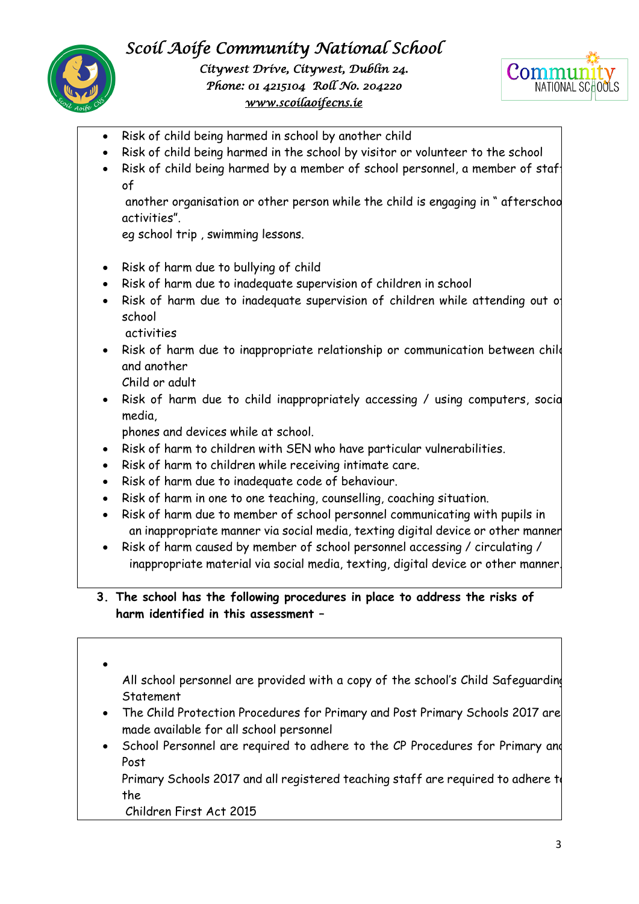- Risk of child being harmed in school by another child
- Risk of child being harmed in the school by visitor or volunteer to the school
- Risk of child being harmed by a member of school personnel, a member of staff of another organisation or other person while the child is engaging in " afterschool activities". eg school trip , swimming lessons.
- Risk of harm due to bullying of child
- Risk of harm due to inadequate supervision of children in school
- Risk of harm due to inadequate supervision of children while attending out of school activities
- Risk of harm due to inappropriate relationship or communication between child and another Child or adult
- Risk of harm due to child inappropriately accessing / using computers, social media, phones and devices while at school.
- Risk of harm to children with SEN who have particular vulnerabilities.
- Risk of harm to children while receiving intimate care.
- Risk of harm due to inadequate code of behaviour.
- Risk of harm in one to one teaching, counselling, coaching situation.
- Risk of harm due to member of school personnel communicating with pupils in an inappropriate manner via social media, texting digital device or other manner
- Risk of harm caused by member of school personnel accessing / circulating / inappropriate material via social media, texting, digital device or other manner.

3. **The school has the following procedures in place to address the risks of harm identified in this assessment –**

- All school personnel are provided with a copy of the school's Child Safeguarding Statement
- The Child Protection Procedures for Primary and Post Primary Schools 2017 are made available for all school personnel
- School Personnel are required to adhere to the CP Procedures for Primary and Post Primary Schools 2017 and all registered teaching staff are required to adhere to the Children First Act 2015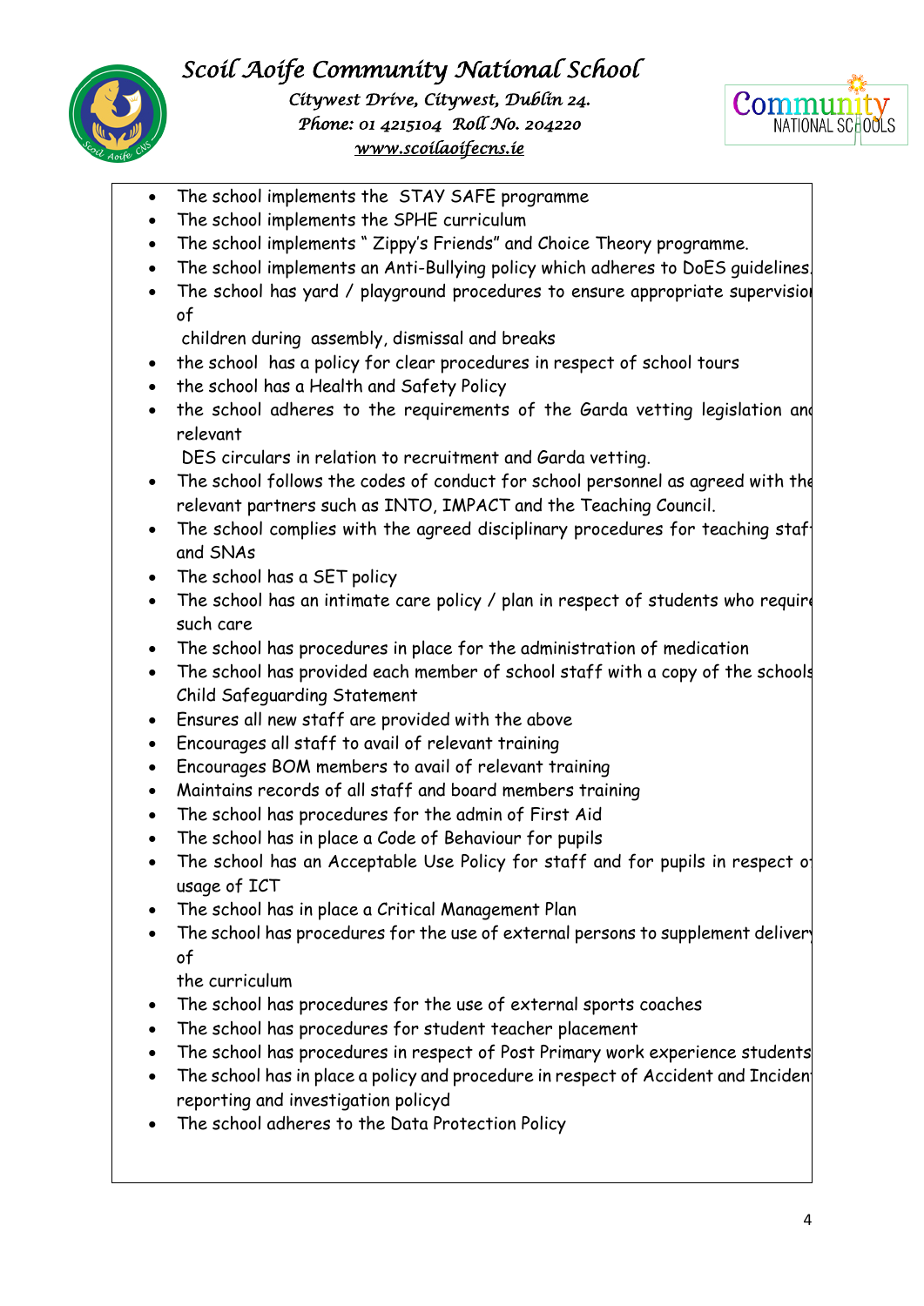- The school implements the STAY SAFE programme
- The school implements the SPHE curriculum
- The school implements " Zippy's Friends" and Choice Theory programme.
- The school implements an Anti-Bullying policy which adheres to DoES guidelines.
- The school has yard / playground procedures to ensure appropriate supervision of children during assembly, dismissal and breaks
- the school has a policy for clear procedures in respect of school tours
- the school has a Health and Safety Policy
- the school adheres to the requirements of the Garda vetting legislation and relevant DES circulars in relation to recruitment and Garda vetting.
- The school follows the codes of conduct for school personnel as agreed with the relevant partners such as INTO, IMPACT and the Teaching Council.
- The school complies with the agreed disciplinary procedures for teaching staff and SNAs
- The school has a SET policy
- The school has an intimate care policy / plan in respect of students who require such care
- The school has procedures in place for the administration of medication
- The school has provided each member of school staff with a copy of the schools Child Safeguarding Statement
- Ensures all new staff are provided with the above
- Encourages all staff to avail of relevant training
- Encourages BOM members to avail of relevant training
- Maintains records of all staff and board members training
- The school has procedures for the admin of First Aid
- The school has in place a Code of Behaviour for pupils
- The school has an Acceptable Use Policy for staff and for pupils in respect of usage of ICT
- The school has in place a Critical Management Plan
- The school has procedures for the use of external persons to supplement delivery of the curriculum
- The school has procedures for the use of external sports coaches
- The school has procedures for student teacher placement
- The school has procedures in respect of Post Primary work experience students
- The school has in place a policy and procedure in respect of Accident and Incident reporting and investigation policyd
- The school adheres to the Data Protection Policy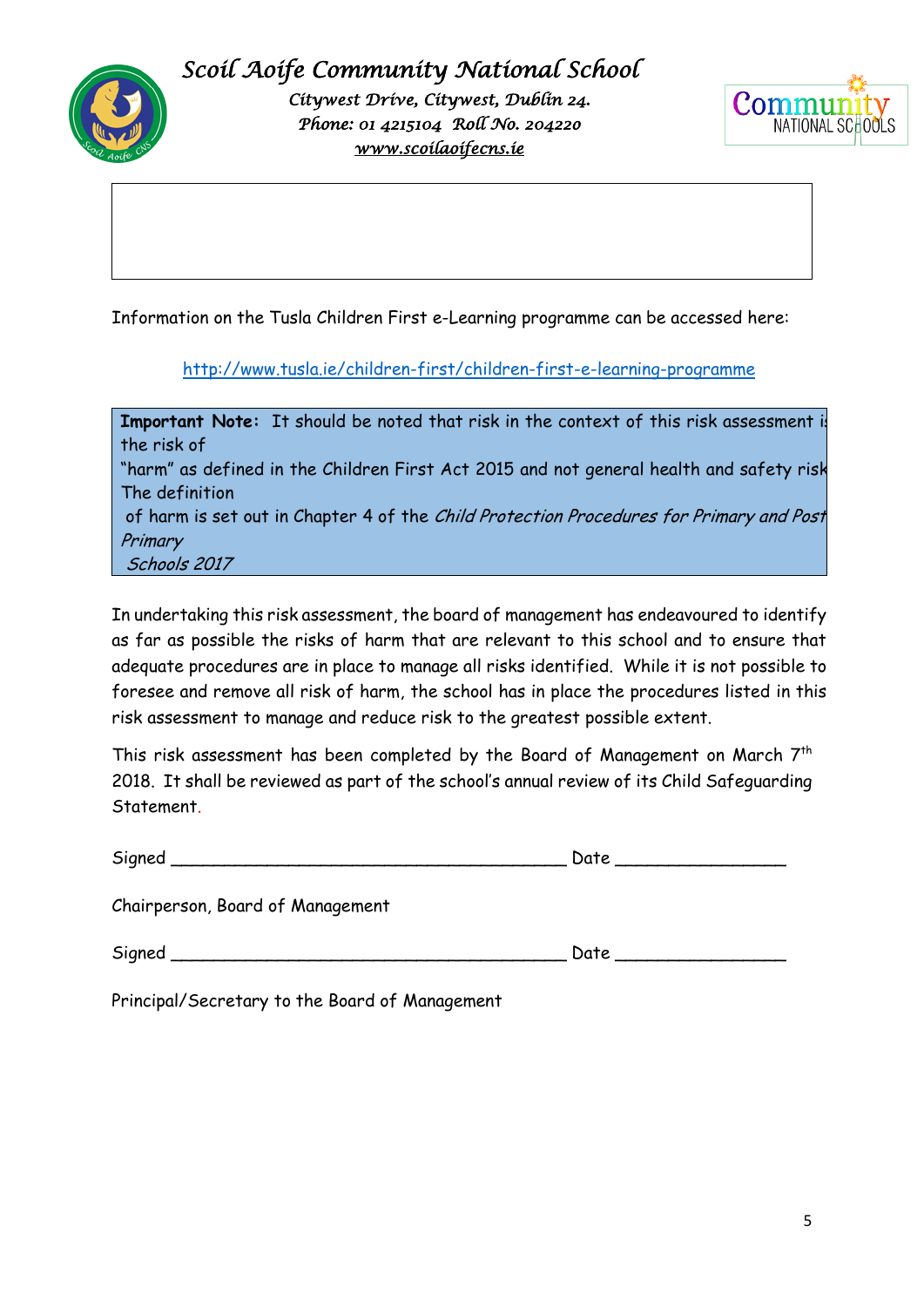Information on the Tusla Children First e-Learning programme can be accessed here:

http://www.tusla.ie/children-first/children-first-e-learning-programme

**Important Note:** It should be noted that risk in the context of this risk assessment is the risk of "harm" as defined in the Children First Act 2015 and not general health and safety risk. The definition of harm is set out in Chapter 4 of the *Child Protection Procedures for Primary and Post Primary Schools 2017*

In undertaking this risk assessment, the board of management has endeavoured to identify as far as possible the risks of harm that are relevant to this school and to ensure that adequate procedures are in place to manage all risks identified. While it is not possible to foresee and remove all risk of harm, the school has in place the procedures listed in this risk assessment to manage and reduce risk to the greatest possible extent.

This risk assessment has been completed by the Board of Management on March 7th 2018. It shall be reviewed as part of the school's annual review of its Child Safeguarding Statement.

Signed ______________________________________ Date ________________

Chairperson, Board of Management

Signed ______________________________________ Date ________________

Principal/Secretary to the Board of Management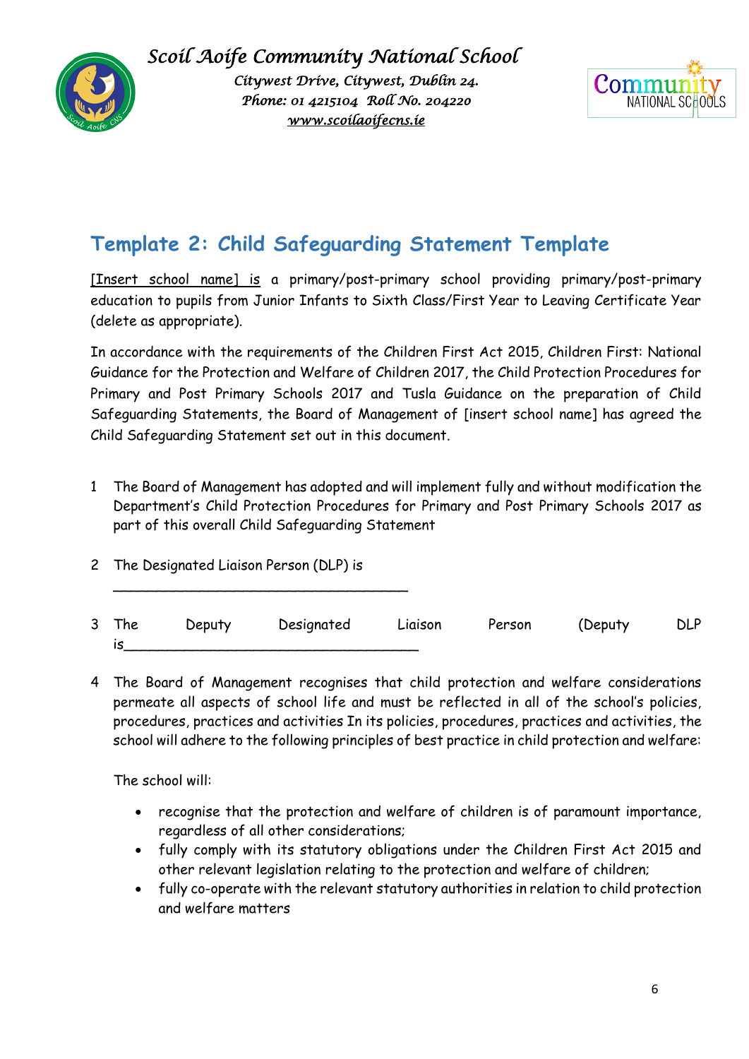# Template 2: Child Safeguarding Statement Template

[Insert school name] is a primary/post-primary school providing primary/post-primary education to pupils from Junior Infants to Sixth Class/First Year to Leaving Certificate Year (delete as appropriate).

In accordance with the requirements of the Children First Act 2015, Children First: National Guidance for the Protection and Welfare of Children 2017, the Child Protection Procedures for Primary and Post Primary Schools 2017 and Tusla Guidance on the preparation of Child Safeguarding Statements, the Board of Management of [insert school name] has agreed the Child Safeguarding Statement set out in this document.

1 The Board of Management has adopted and will implement fully and without modification the Department's Child Protection Procedures for Primary and Post Primary Schools 2017 as part of this overall Child Safeguarding Statement

2 The Designated Liaison Person (DLP) is ___________________________________

3 The Deputy Designated Liaison Person (Deputy DLP is___________________________________

4 The Board of Management recognises that child protection and welfare considerations permeate all aspects of school life and must be reflected in all of the school's policies, procedures, practices and activities In its policies, procedures, practices and activities, the school will adhere to the following principles of best practice in child protection and welfare:

The school will:

- recognise that the protection and welfare of children is of paramount importance, regardless of all other considerations;
- fully comply with its statutory obligations under the Children First Act 2015 and other relevant legislation relating to the protection and welfare of children;
- fully co-operate with the relevant statutory authorities in relation to child protection and welfare matters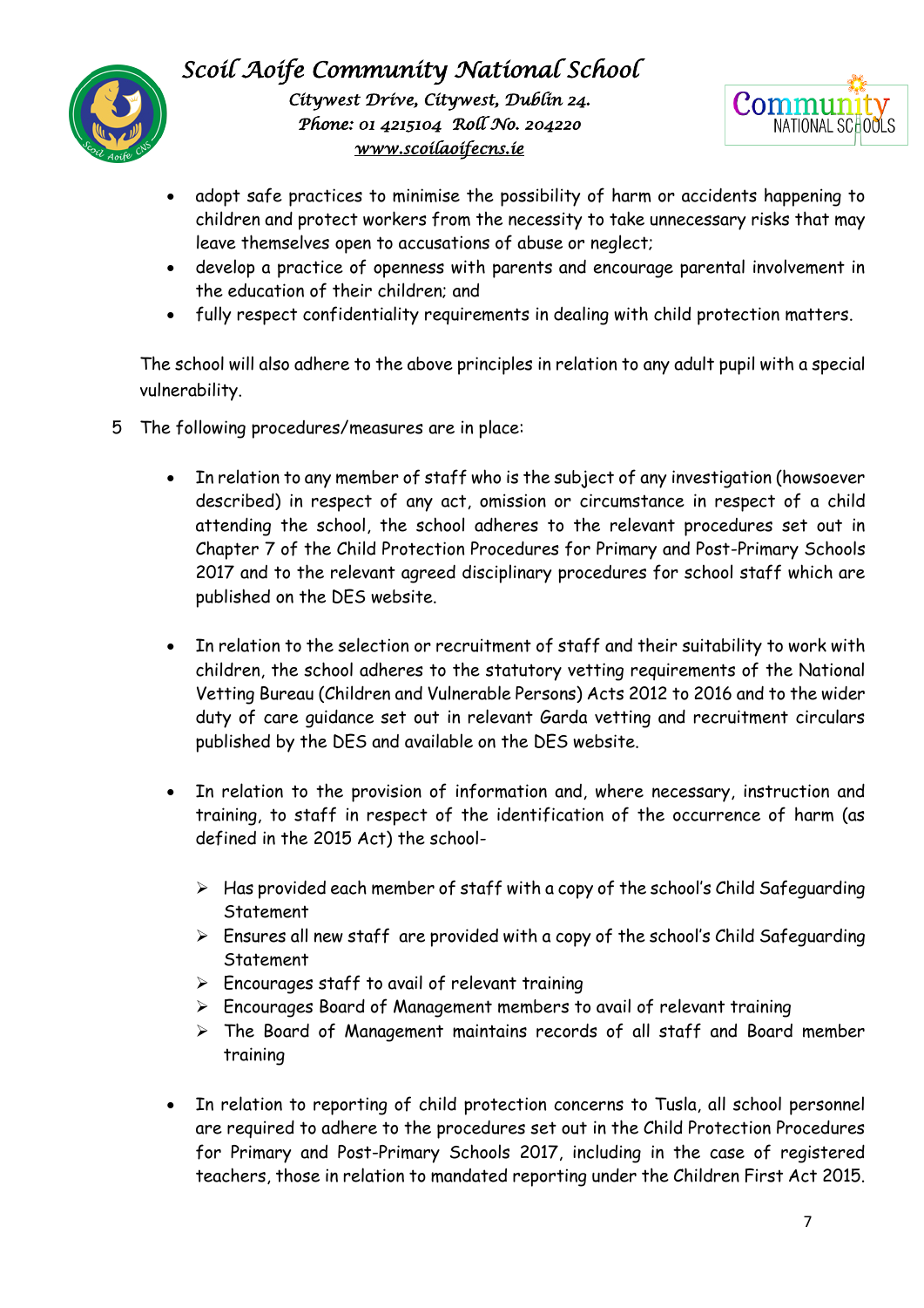- adopt safe practices to minimise the possibility of harm or accidents happening to children and protect workers from the necessity to take unnecessary risks that may leave themselves open to accusations of abuse or neglect;
- develop a practice of openness with parents and encourage parental involvement in the education of their children; and
- fully respect confidentiality requirements in dealing with child protection matters.

The school will also adhere to the above principles in relation to any adult pupil with a special vulnerability.

5 The following procedures/measures are in place:

- In relation to any member of staff who is the subject of any investigation (howsoever described) in respect of any act, omission or circumstance in respect of a child attending the school, the school adheres to the relevant procedures set out in Chapter 7 of the Child Protection Procedures for Primary and Post-Primary Schools 2017 and to the relevant agreed disciplinary procedures for school staff which are published on the DES website.

- In relation to the selection or recruitment of staff and their suitability to work with children, the school adheres to the statutory vetting requirements of the National Vetting Bureau (Children and Vulnerable Persons) Acts 2012 to 2016 and to the wider duty of care guidance set out in relevant Garda vetting and recruitment circulars published by the DES and available on the DES website.

- In relation to the provision of information and, where necessary, instruction and training, to staff in respect of the identification of the occurrence of harm (as defined in the 2015 Act) the school-

  - Has provided each member of staff with a copy of the school's Child Safeguarding Statement
  - Ensures all new staff are provided with a copy of the school's Child Safeguarding Statement
  - Encourages staff to avail of relevant training
  - Encourages Board of Management members to avail of relevant training
  - The Board of Management maintains records of all staff and Board member training

- In relation to reporting of child protection concerns to Tusla, all school personnel are required to adhere to the procedures set out in the Child Protection Procedures for Primary and Post-Primary Schools 2017, including in the case of registered teachers, those in relation to mandated reporting under the Children First Act 2015.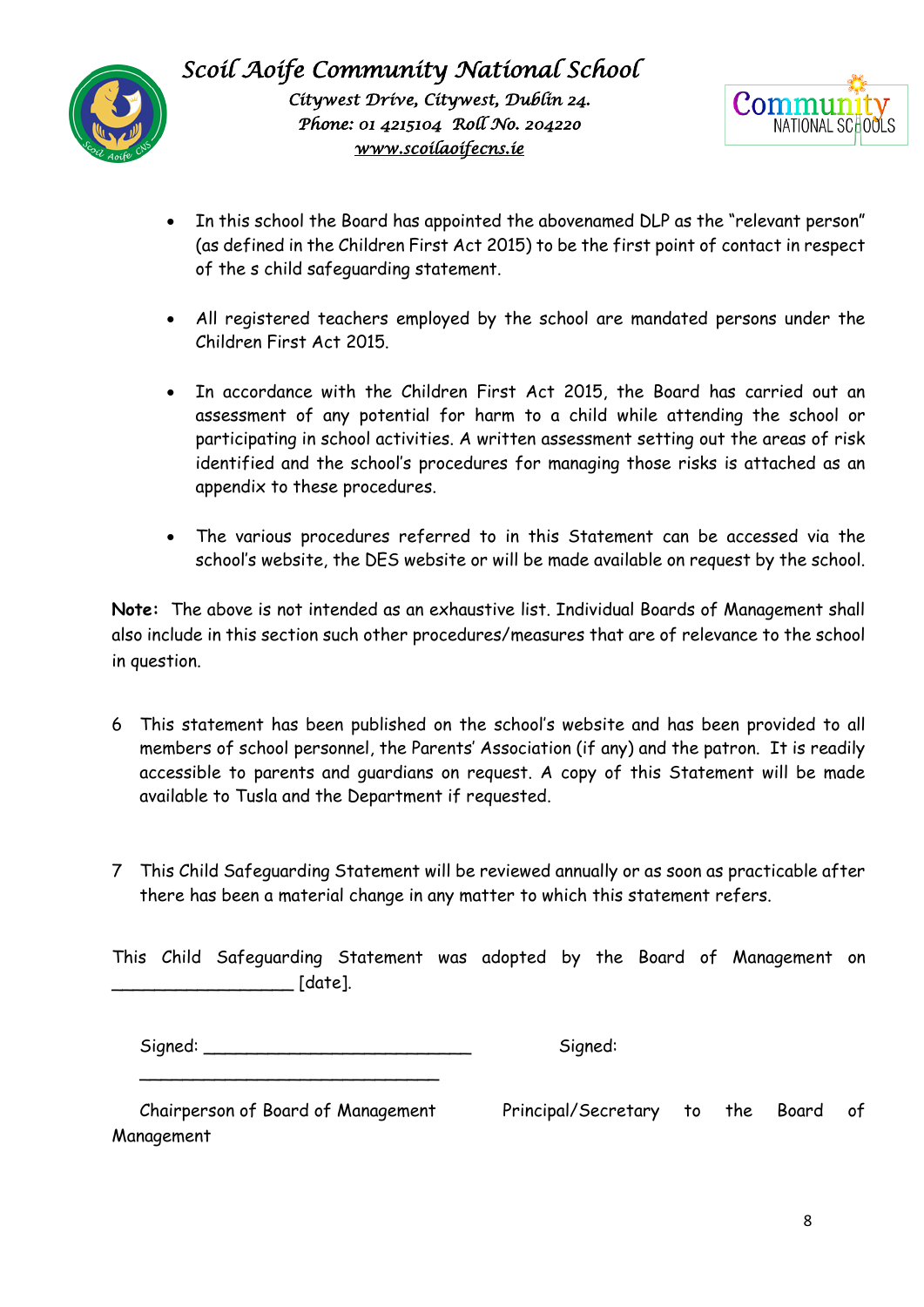- In this school the Board has appointed the abovenamed DLP as the "relevant person" (as defined in the Children First Act 2015) to be the first point of contact in respect of the s child safeguarding statement.

- All registered teachers employed by the school are mandated persons under the Children First Act 2015.

- In accordance with the Children First Act 2015, the Board has carried out an assessment of any potential for harm to a child while attending the school or participating in school activities. A written assessment setting out the areas of risk identified and the school's procedures for managing those risks is attached as an appendix to these procedures.

- The various procedures referred to in this Statement can be accessed via the school's website, the DES website or will be made available on request by the school.

**Note:** The above is not intended as an exhaustive list. Individual Boards of Management shall also include in this section such other procedures/measures that are of relevance to the school in question.

6 This statement has been published on the school's website and has been provided to all members of school personnel, the Parents' Association (if any) and the patron. It is readily accessible to parents and guardians on request. A copy of this Statement will be made available to Tusla and the Department if requested.

7 This Child Safeguarding Statement will be reviewed annually or as soon as practicable after there has been a material change in any matter to which this statement refers.

This Child Safeguarding Statement was adopted by the Board of Management on _________________ [date].

Signed: _________________________ Signed: ___________________________

Chairperson of Board of Management Principal/Secretary to the Board of Management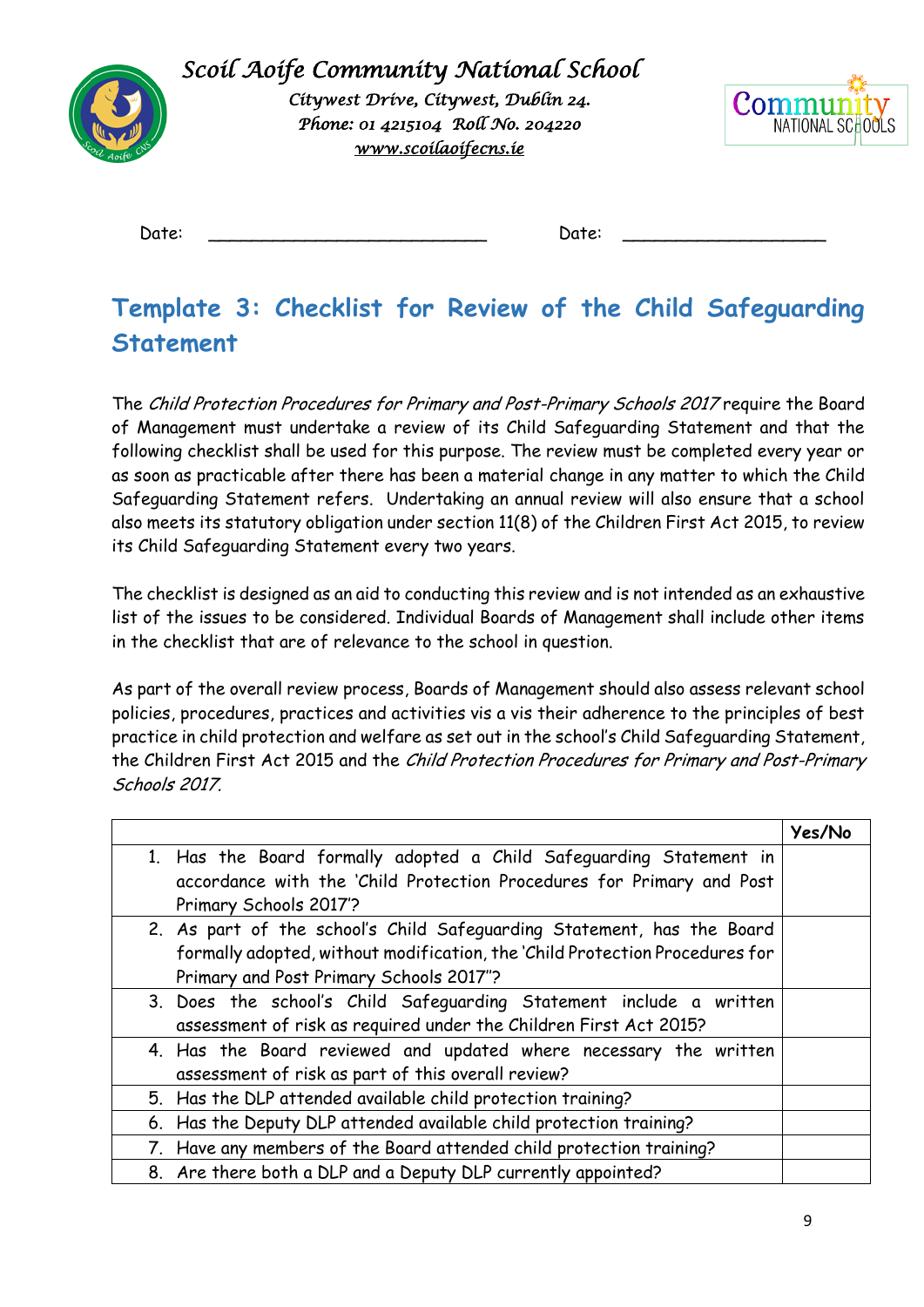Scoil Aoife Community National School

Citywest Drive, Citywest, Dublin 24.
Phone: 01 4215104 Roll No. 204220
www.scoilaoifecns.ie

Date: ___________________________ Date: ____________________

# Template 3: Checklist for Review of the Child Safeguarding Statement

The *Child Protection Procedures for Primary and Post-Primary Schools 2017* require the Board of Management must undertake a review of its Child Safeguarding Statement and that the following checklist shall be used for this purpose. The review must be completed every year or as soon as practicable after there has been a material change in any matter to which the Child Safeguarding Statement refers. Undertaking an annual review will also ensure that a school also meets its statutory obligation under section 11(8) of the Children First Act 2015, to review its Child Safeguarding Statement every two years.

The checklist is designed as an aid to conducting this review and is not intended as an exhaustive list of the issues to be considered. Individual Boards of Management shall include other items in the checklist that are of relevance to the school in question.

As part of the overall review process, Boards of Management should also assess relevant school policies, procedures, practices and activities vis a vis their adherence to the principles of best practice in child protection and welfare as set out in the school's Child Safeguarding Statement, the Children First Act 2015 and the *Child Protection Procedures for Primary and Post-Primary Schools 2017*.

| | Yes/No |
|---|---|
| 1. Has the Board formally adopted a Child Safeguarding Statement in accordance with the 'Child Protection Procedures for Primary and Post Primary Schools 2017'? | |
| 2. As part of the school's Child Safeguarding Statement, has the Board formally adopted, without modification, the 'Child Protection Procedures for Primary and Post Primary Schools 2017''? | |
| 3. Does the school's Child Safeguarding Statement include a written assessment of risk as required under the Children First Act 2015? | |
| 4. Has the Board reviewed and updated where necessary the written assessment of risk as part of this overall review? | |
| 5. Has the DLP attended available child protection training? | |
| 6. Has the Deputy DLP attended available child protection training? | |
| 7. Have any members of the Board attended child protection training? | |
| 8. Are there both a DLP and a Deputy DLP currently appointed? | |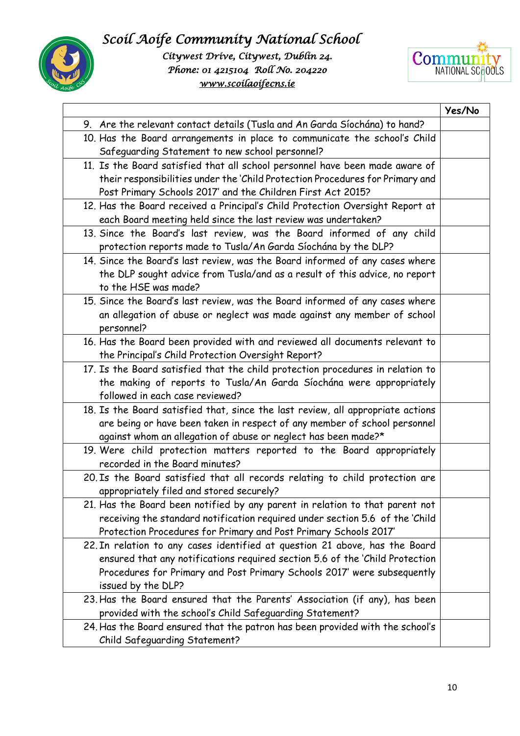| | Yes/No |
|---|---|
| 9. Are the relevant contact details (Tusla and An Garda Síochána) to hand? | |
| 10. Has the Board arrangements in place to communicate the school's Child Safeguarding Statement to new school personnel? | |
| 11. Is the Board satisfied that all school personnel have been made aware of their responsibilities under the 'Child Protection Procedures for Primary and Post Primary Schools 2017' and the Children First Act 2015? | |
| 12. Has the Board received a Principal's Child Protection Oversight Report at each Board meeting held since the last review was undertaken? | |
| 13. Since the Board's last review, was the Board informed of any child protection reports made to Tusla/An Garda Síochána by the DLP? | |
| 14. Since the Board's last review, was the Board informed of any cases where the DLP sought advice from Tusla/and as a result of this advice, no report to the HSE was made? | |
| 15. Since the Board's last review, was the Board informed of any cases where an allegation of abuse or neglect was made against any member of school personnel? | |
| 16. Has the Board been provided with and reviewed all documents relevant to the Principal's Child Protection Oversight Report? | |
| 17. Is the Board satisfied that the child protection procedures in relation to the making of reports to Tusla/An Garda Síochána were appropriately followed in each case reviewed? | |
| 18. Is the Board satisfied that, since the last review, all appropriate actions are being or have been taken in respect of any member of school personnel against whom an allegation of abuse or neglect has been made?* | |
| 19. Were child protection matters reported to the Board appropriately recorded in the Board minutes? | |
| 20. Is the Board satisfied that all records relating to child protection are appropriately filed and stored securely? | |
| 21. Has the Board been notified by any parent in relation to that parent not receiving the standard notification required under section 5.6 of the 'Child Protection Procedures for Primary and Post Primary Schools 2017' | |
| 22. In relation to any cases identified at question 21 above, has the Board ensured that any notifications required section 5.6 of the 'Child Protection Procedures for Primary and Post Primary Schools 2017' were subsequently issued by the DLP? | |
| 23. Has the Board ensured that the Parents' Association (if any), has been provided with the school's Child Safeguarding Statement? | |
| 24. Has the Board ensured that the patron has been provided with the school's Child Safeguarding Statement? | |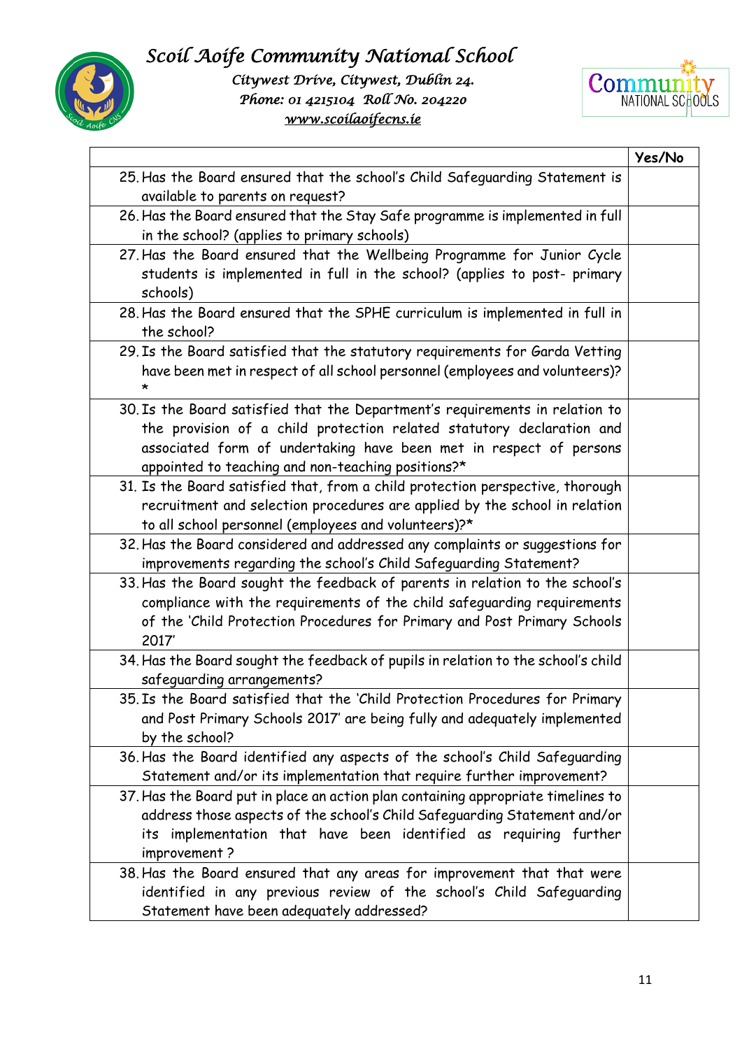| | Yes/No |
|---|---|
| 25. Has the Board ensured that the school's Child Safeguarding Statement is available to parents on request? | |
| 26. Has the Board ensured that the Stay Safe programme is implemented in full in the school? (applies to primary schools) | |
| 27. Has the Board ensured that the Wellbeing Programme for Junior Cycle students is implemented in full in the school? (applies to post- primary schools) | |
| 28. Has the Board ensured that the SPHE curriculum is implemented in full in the school? | |
| 29. Is the Board satisfied that the statutory requirements for Garda Vetting have been met in respect of all school personnel (employees and volunteers)? * | |
| 30. Is the Board satisfied that the Department's requirements in relation to the provision of a child protection related statutory declaration and associated form of undertaking have been met in respect of persons appointed to teaching and non-teaching positions?* | |
| 31. Is the Board satisfied that, from a child protection perspective, thorough recruitment and selection procedures are applied by the school in relation to all school personnel (employees and volunteers)?* | |
| 32. Has the Board considered and addressed any complaints or suggestions for improvements regarding the school's Child Safeguarding Statement? | |
| 33. Has the Board sought the feedback of parents in relation to the school's compliance with the requirements of the child safeguarding requirements of the 'Child Protection Procedures for Primary and Post Primary Schools 2017' | |
| 34. Has the Board sought the feedback of pupils in relation to the school's child safeguarding arrangements? | |
| 35. Is the Board satisfied that the 'Child Protection Procedures for Primary and Post Primary Schools 2017' are being fully and adequately implemented by the school? | |
| 36. Has the Board identified any aspects of the school's Child Safeguarding Statement and/or its implementation that require further improvement? | |
| 37. Has the Board put in place an action plan containing appropriate timelines to address those aspects of the school's Child Safeguarding Statement and/or its implementation that have been identified as requiring further improvement ? | |
| 38. Has the Board ensured that any areas for improvement that that were identified in any previous review of the school's Child Safeguarding Statement have been adequately addressed? | |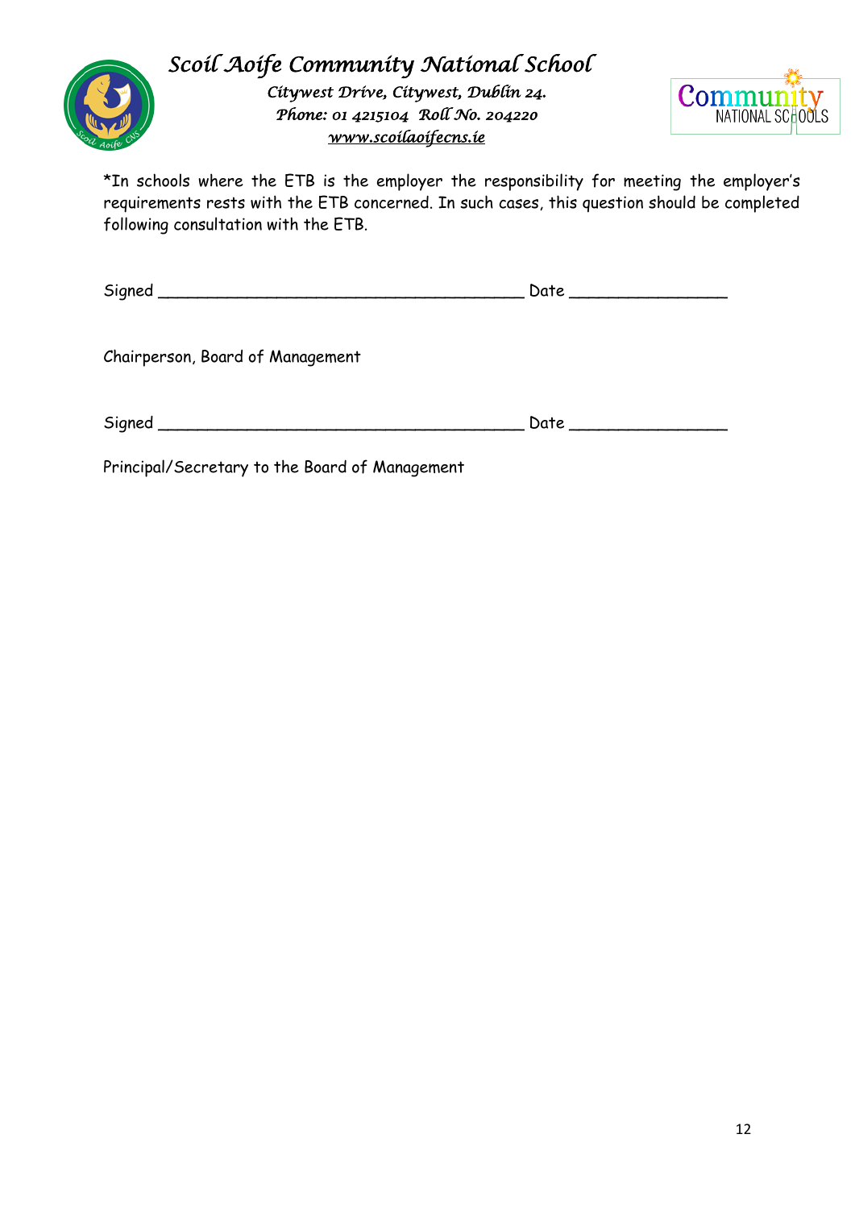*In schools where the ETB is the employer the responsibility for meeting the employer's requirements rests with the ETB concerned. In such cases, this question should be completed following consultation with the ETB.

Signed ______________________________________ Date ________________

Chairperson, Board of Management

Signed ______________________________________ Date ________________

Principal/Secretary to the Board of Management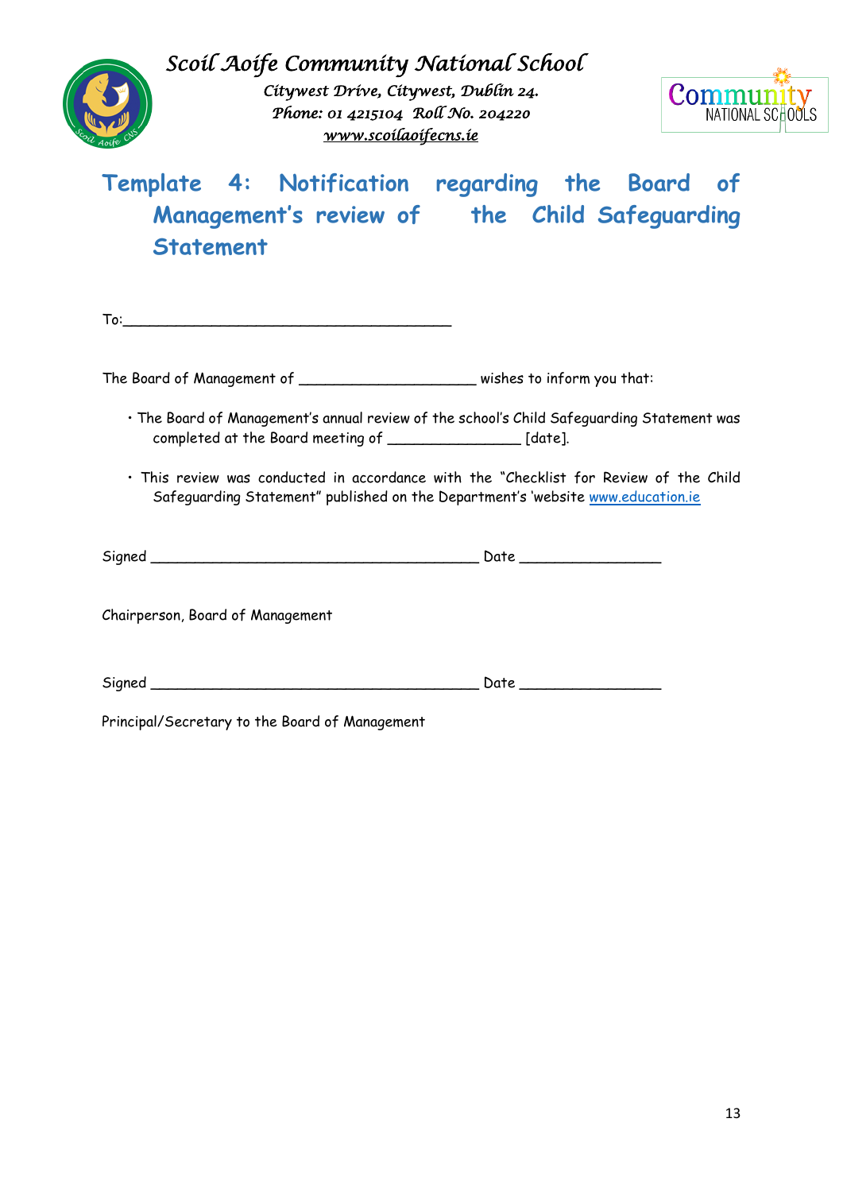*Scoil Aoife Community National School*

*Citywest Drive, Citywest, Dublin 24.*

*Phone: 01 4215104 Roll No. 204220*

*www.scoilaoifecns.ie*

# Template 4: Notification regarding the Board of Management's review of the Child Safeguarding Statement

To:_______________________________________

The Board of Management of ____________________ wishes to inform you that:

- The Board of Management's annual review of the school's Child Safeguarding Statement was completed at the Board meeting of _______________ [date].

- This review was conducted in accordance with the "Checklist for Review of the Child Safeguarding Statement" published on the Department's 'website www.education.ie

Signed _______________________________________ Date ________________

Chairperson, Board of Management

Signed _______________________________________ Date ________________

Principal/Secretary to the Board of Management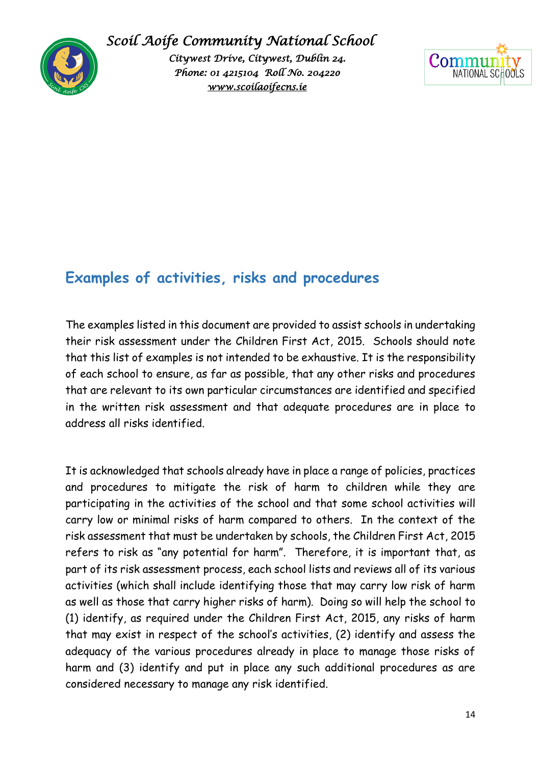## Examples of activities, risks and procedures

The examples listed in this document are provided to assist schools in undertaking their risk assessment under the Children First Act, 2015. Schools should note that this list of examples is not intended to be exhaustive. It is the responsibility of each school to ensure, as far as possible, that any other risks and procedures that are relevant to its own particular circumstances are identified and specified in the written risk assessment and that adequate procedures are in place to address all risks identified.

It is acknowledged that schools already have in place a range of policies, practices and procedures to mitigate the risk of harm to children while they are participating in the activities of the school and that some school activities will carry low or minimal risks of harm compared to others. In the context of the risk assessment that must be undertaken by schools, the Children First Act, 2015 refers to risk as "any potential for harm". Therefore, it is important that, as part of its risk assessment process, each school lists and reviews all of its various activities (which shall include identifying those that may carry low risk of harm as well as those that carry higher risks of harm). Doing so will help the school to (1) identify, as required under the Children First Act, 2015, any risks of harm that may exist in respect of the school's activities, (2) identify and assess the adequacy of the various procedures already in place to manage those risks of harm and (3) identify and put in place any such additional procedures as are considered necessary to manage any risk identified.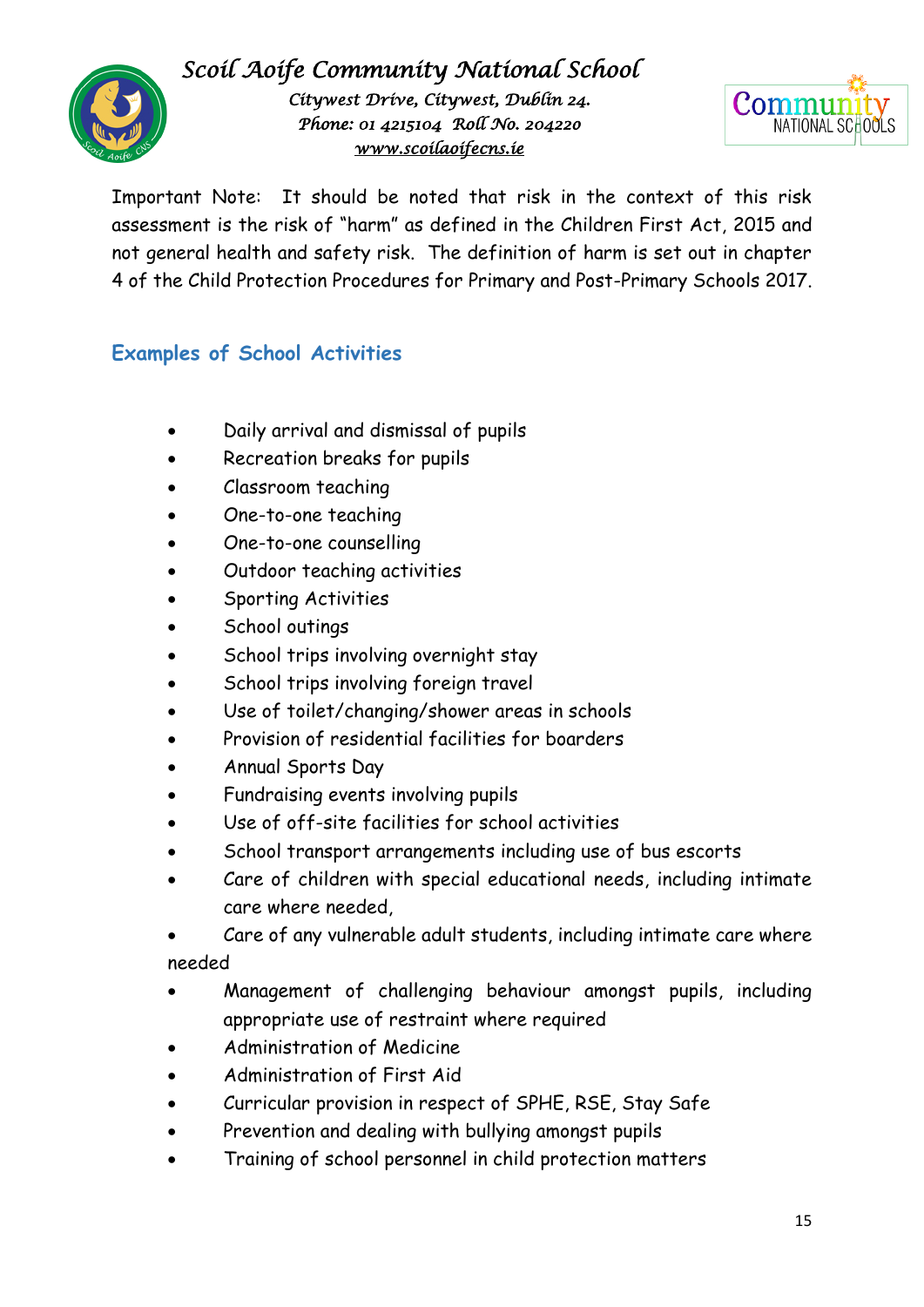Important Note: It should be noted that risk in the context of this risk assessment is the risk of "harm" as defined in the Children First Act, 2015 and not general health and safety risk. The definition of harm is set out in chapter 4 of the Child Protection Procedures for Primary and Post-Primary Schools 2017.

## Examples of School Activities

- Daily arrival and dismissal of pupils
- Recreation breaks for pupils
- Classroom teaching
- One-to-one teaching
- One-to-one counselling
- Outdoor teaching activities
- Sporting Activities
- School outings
- School trips involving overnight stay
- School trips involving foreign travel
- Use of toilet/changing/shower areas in schools
- Provision of residential facilities for boarders
- Annual Sports Day
- Fundraising events involving pupils
- Use of off-site facilities for school activities
- School transport arrangements including use of bus escorts
- Care of children with special educational needs, including intimate care where needed,
- Care of any vulnerable adult students, including intimate care where needed
- Management of challenging behaviour amongst pupils, including appropriate use of restraint where required
- Administration of Medicine
- Administration of First Aid
- Curricular provision in respect of SPHE, RSE, Stay Safe
- Prevention and dealing with bullying amongst pupils
- Training of school personnel in child protection matters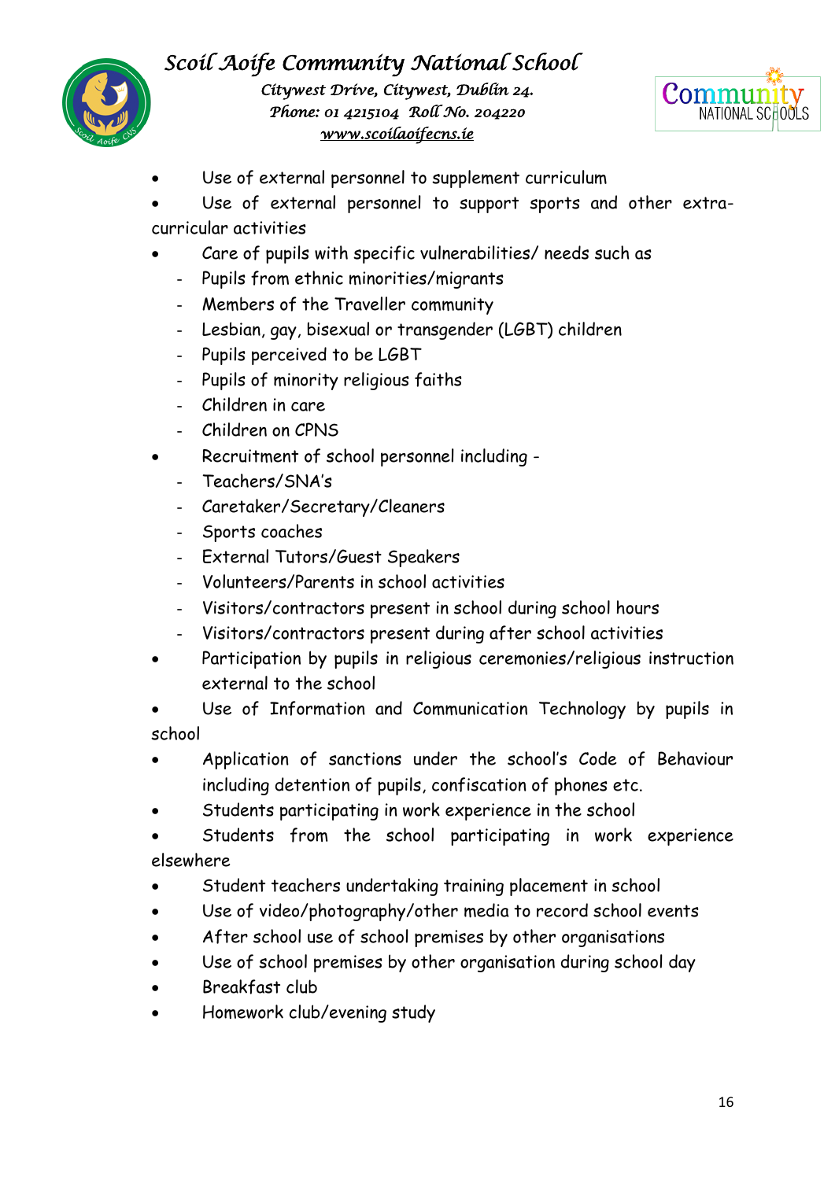- Use of external personnel to supplement curriculum
- Use of external personnel to support sports and other extra-curricular activities
- Care of pupils with specific vulnerabilities/ needs such as
  - Pupils from ethnic minorities/migrants
  - Members of the Traveller community
  - Lesbian, gay, bisexual or transgender (LGBT) children
  - Pupils perceived to be LGBT
  - Pupils of minority religious faiths
  - Children in care
  - Children on CPNS
- Recruitment of school personnel including -
  - Teachers/SNA's
  - Caretaker/Secretary/Cleaners
  - Sports coaches
  - External Tutors/Guest Speakers
  - Volunteers/Parents in school activities
  - Visitors/contractors present in school during school hours
  - Visitors/contractors present during after school activities
- Participation by pupils in religious ceremonies/religious instruction external to the school
- Use of Information and Communication Technology by pupils in school
- Application of sanctions under the school's Code of Behaviour including detention of pupils, confiscation of phones etc.
- Students participating in work experience in the school
- Students from the school participating in work experience elsewhere
- Student teachers undertaking training placement in school
- Use of video/photography/other media to record school events
- After school use of school premises by other organisations
- Use of school premises by other organisation during school day
- Breakfast club
- Homework club/evening study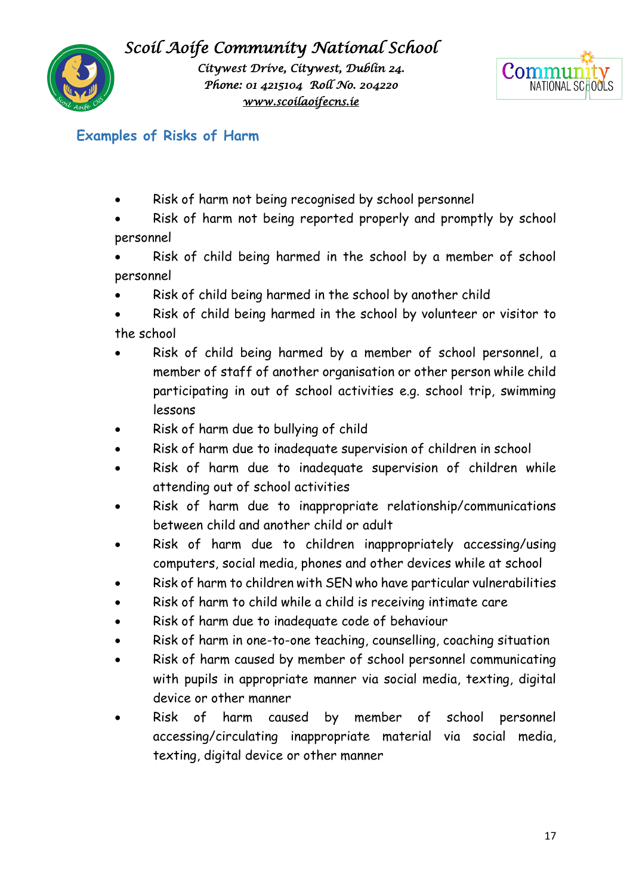## Examples of Risks of Harm

- Risk of harm not being recognised by school personnel
- Risk of harm not being reported properly and promptly by school personnel
- Risk of child being harmed in the school by a member of school personnel
- Risk of child being harmed in the school by another child
- Risk of child being harmed in the school by volunteer or visitor to the school
- Risk of child being harmed by a member of school personnel, a member of staff of another organisation or other person while child participating in out of school activities e.g. school trip, swimming lessons
- Risk of harm due to bullying of child
- Risk of harm due to inadequate supervision of children in school
- Risk of harm due to inadequate supervision of children while attending out of school activities
- Risk of harm due to inappropriate relationship/communications between child and another child or adult
- Risk of harm due to children inappropriately accessing/using computers, social media, phones and other devices while at school
- Risk of harm to children with SEN who have particular vulnerabilities
- Risk of harm to child while a child is receiving intimate care
- Risk of harm due to inadequate code of behaviour
- Risk of harm in one-to-one teaching, counselling, coaching situation
- Risk of harm caused by member of school personnel communicating with pupils in appropriate manner via social media, texting, digital device or other manner
- Risk of harm caused by member of school personnel accessing/circulating inappropriate material via social media, texting, digital device or other manner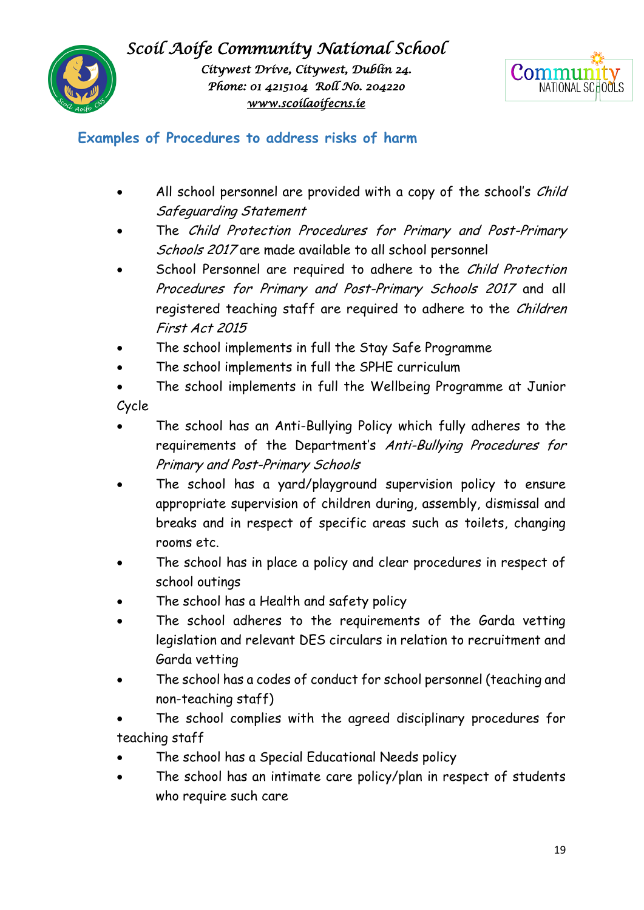## Examples of Procedures to address risks of harm

- All school personnel are provided with a copy of the school's *Child Safeguarding Statement*
- The *Child Protection Procedures for Primary and Post-Primary Schools 2017* are made available to all school personnel
- School Personnel are required to adhere to the *Child Protection Procedures for Primary and Post-Primary Schools 2017* and all registered teaching staff are required to adhere to the *Children First Act 2015*
- The school implements in full the Stay Safe Programme
- The school implements in full the SPHE curriculum
- The school implements in full the Wellbeing Programme at Junior Cycle
- The school has an Anti-Bullying Policy which fully adheres to the requirements of the Department's *Anti-Bullying Procedures for Primary and Post-Primary Schools*
- The school has a yard/playground supervision policy to ensure appropriate supervision of children during, assembly, dismissal and breaks and in respect of specific areas such as toilets, changing rooms etc.
- The school has in place a policy and clear procedures in respect of school outings
- The school has a Health and safety policy
- The school adheres to the requirements of the Garda vetting legislation and relevant DES circulars in relation to recruitment and Garda vetting
- The school has a codes of conduct for school personnel (teaching and non-teaching staff)
- The school complies with the agreed disciplinary procedures for teaching staff
- The school has a Special Educational Needs policy
- The school has an intimate care policy/plan in respect of students who require such care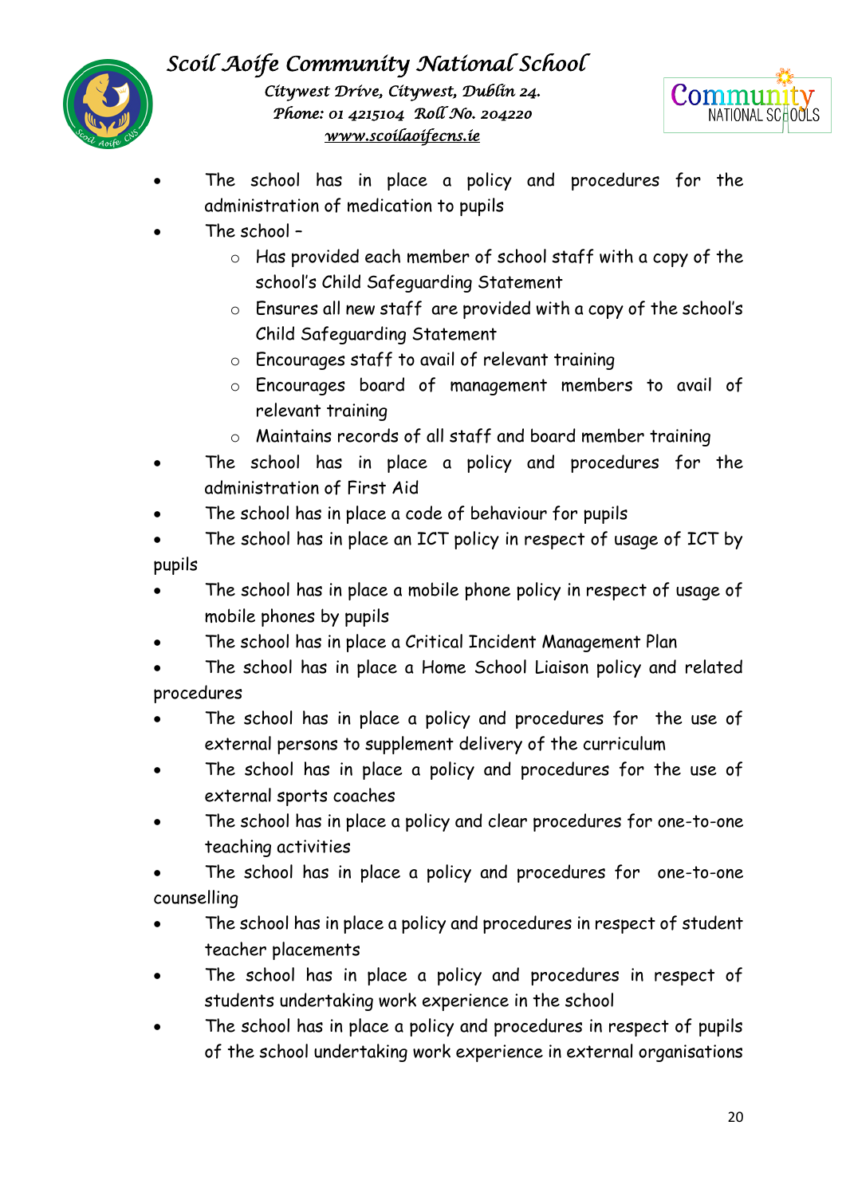- The school has in place a policy and procedures for the administration of medication to pupils
- The school –
    - Has provided each member of school staff with a copy of the school's Child Safeguarding Statement
    - Ensures all new staff are provided with a copy of the school's Child Safeguarding Statement
    - Encourages staff to avail of relevant training
    - Encourages board of management members to avail of relevant training
    - Maintains records of all staff and board member training
- The school has in place a policy and procedures for the administration of First Aid
- The school has in place a code of behaviour for pupils
- The school has in place an ICT policy in respect of usage of ICT by pupils
- The school has in place a mobile phone policy in respect of usage of mobile phones by pupils
- The school has in place a Critical Incident Management Plan
- The school has in place a Home School Liaison policy and related procedures
- The school has in place a policy and procedures for the use of external persons to supplement delivery of the curriculum
- The school has in place a policy and procedures for the use of external sports coaches
- The school has in place a policy and clear procedures for one-to-one teaching activities
- The school has in place a policy and procedures for one-to-one counselling
- The school has in place a policy and procedures in respect of student teacher placements
- The school has in place a policy and procedures in respect of students undertaking work experience in the school
- The school has in place a policy and procedures in respect of pupils of the school undertaking work experience in external organisations